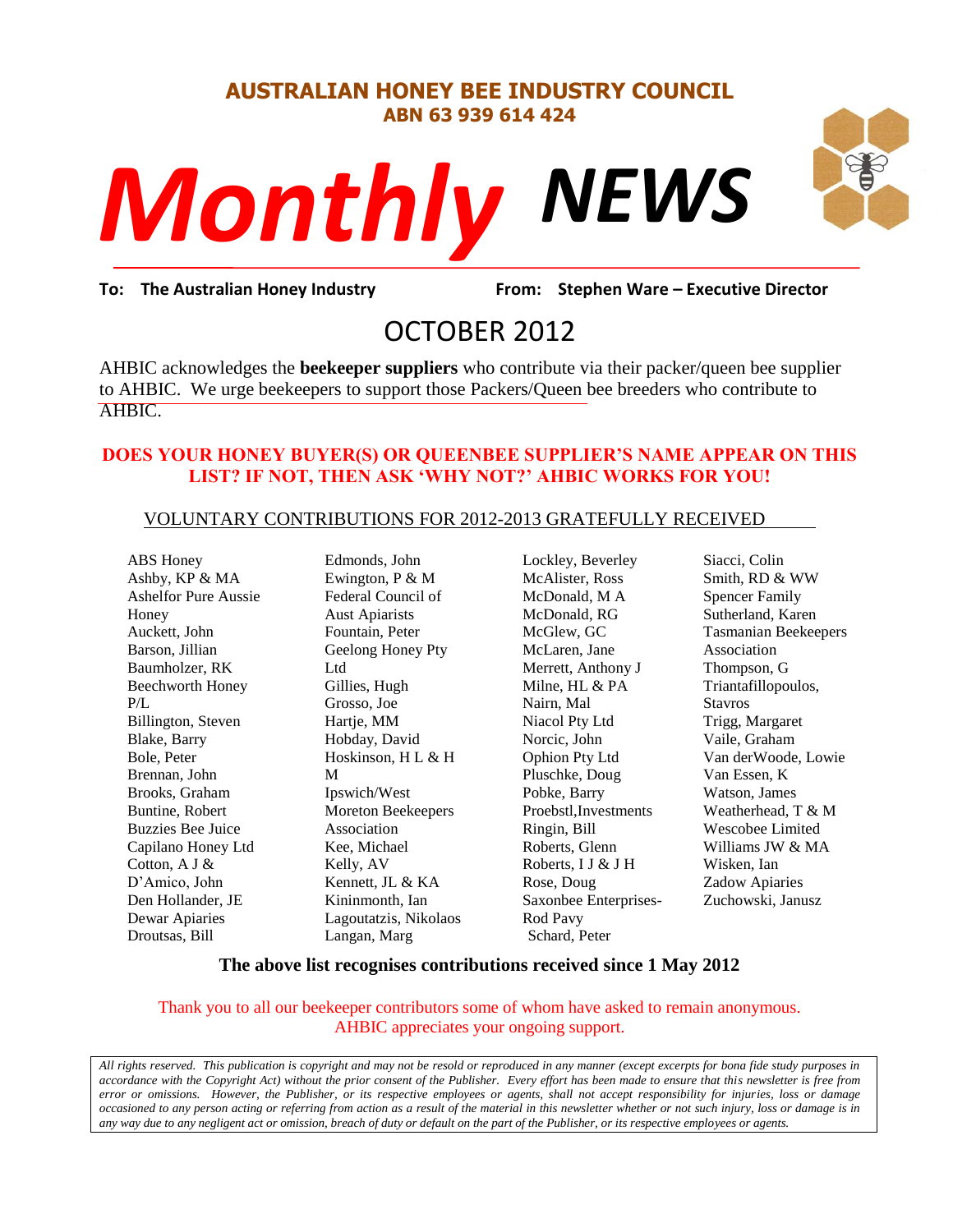# AUSTRALIAN HONEY BEE INDUSTRY COUNCIL

**ABN 63 939 614 424**

# Monthly NEWS

**To: The Australian Honey Industry** **From: Stephen Ware – Executive Director**

## OCTOBER 2012

AHBIC acknowledges the **beekeeper suppliers** who contribute via their packer/queen bee supplier to AHBIC. We urge beekeepers to support those Packers/Queen bee breeders who contribute to AHBIC.

**DOES YOUR HONEY BUYER(S) OR QUEENBEE SUPPLIER'S NAME APPEAR ON THIS LIST? IF NOT, THEN ASK 'WHY NOT?' AHBIC WORKS FOR YOU!**

### VOLUNTARY CONTRIBUTIONS FOR 2012-2013 GRATEFULLY RECEIVED

ABS Honey
Ashby, KP & MA
Ashelfor Pure Aussie Honey
Auckett, John
Barson, Jillian
Baumholzer, RK
Beechworth Honey P/L
Billington, Steven
Blake, Barry
Bole, Peter
Brennan, John
Brooks, Graham
Buntine, Robert
Buzzies Bee Juice
Capilano Honey Ltd
Cotton, A J &
D'Amico, John
Den Hollander, JE
Dewar Apiaries
Droutsas, Bill
Edmonds, John
Ewington, P & M
Federal Council of Aust Apiarists
Fountain, Peter
Geelong Honey Pty Ltd
Gillies, Hugh
Grosso, Joe
Hartje, MM
Hobday, David
Hoskinson, H L & H M
Ipswich/West Moreton Beekeepers Association
Kee, Michael
Kelly, AV
Kennett, JL & KA
Kininmonth, Ian
Lagoutatzis, Nikolaos
Langan, Marg
Lockley, Beverley
McAlister, Ross
McDonald, M A
McDonald, RG
McGlew, GC
McLaren, Jane
Merrett, Anthony J
Milne, HL & PA
Nairn, Mal
Niacol Pty Ltd
Norcic, John
Ophion Pty Ltd
Pluschke, Doug
Pobke, Barry
Proebstl,Investments
Ringin, Bill
Roberts, Glenn
Roberts, I J & J H
Rose, Doug
Saxonbee Enterprises-Rod Pavy
Schard, Peter
Siacci, Colin
Smith, RD & WW
Spencer Family
Sutherland, Karen
Tasmanian Beekeepers Association
Thompson, G
Triantafillopoulos, Stavros
Trigg, Margaret
Vaile, Graham
Van derWoode, Lowie
Van Essen, K
Watson, James
Weatherhead, T & M
Wescobee Limited
Williams JW & MA
Wisken, Ian
Zadow Apiaries
Zuchowski, Janusz

**The above list recognises contributions received since 1 May 2012**

Thank you to all our beekeeper contributors some of whom have asked to remain anonymous. AHBIC appreciates your ongoing support.

*All rights reserved. This publication is copyright and may not be resold or reproduced in any manner (except excerpts for bona fide study purposes in accordance with the Copyright Act) without the prior consent of the Publisher. Every effort has been made to ensure that this newsletter is free from error or omissions. However, the Publisher, or its respective employees or agents, shall not accept responsibility for injuries, loss or damage occasioned to any person acting or referring from action as a result of the material in this newsletter whether or not such injury, loss or damage is in any way due to any negligent act or omission, breach of duty or default on the part of the Publisher, or its respective employees or agents.*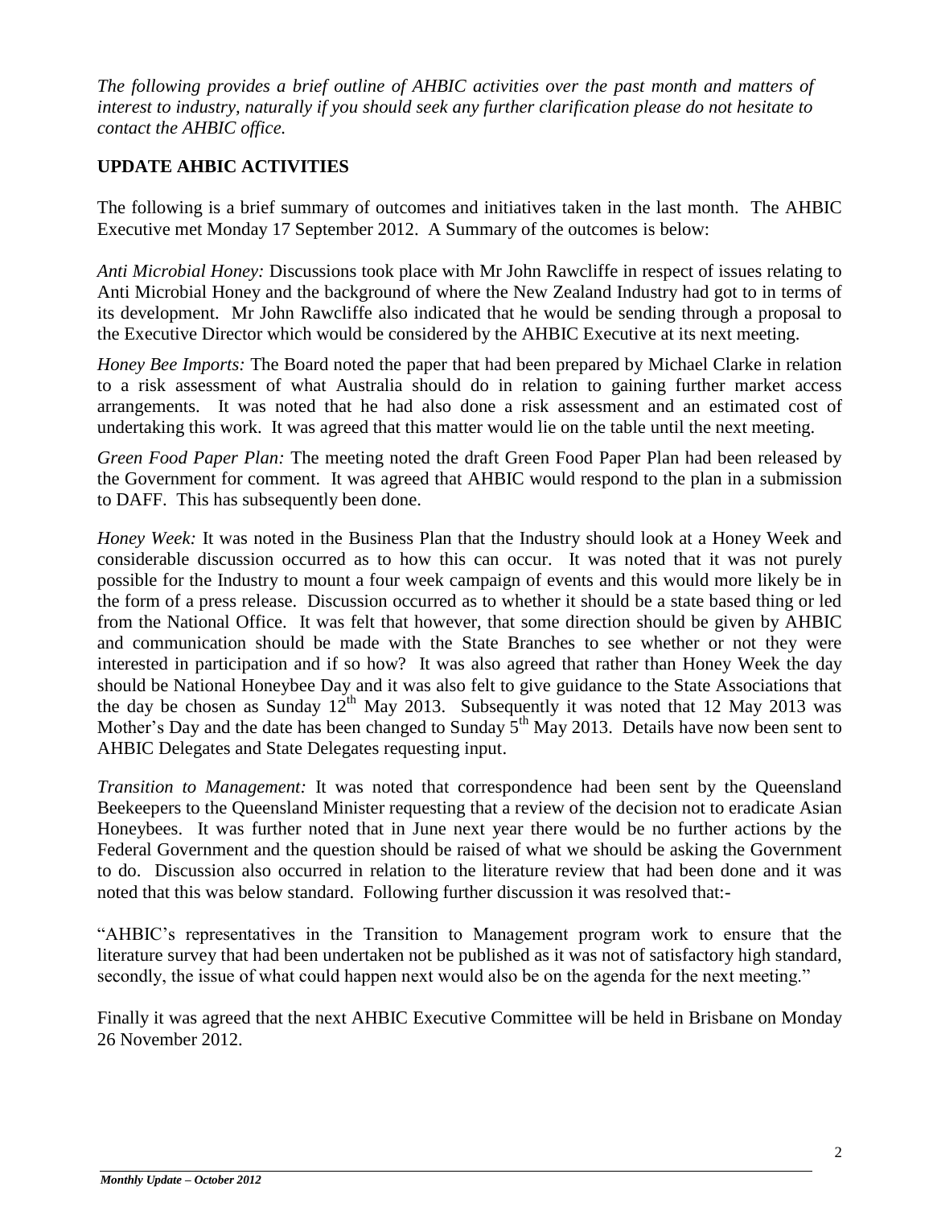*The following provides a brief outline of AHBIC activities over the past month and matters of interest to industry, naturally if you should seek any further clarification please do not hesitate to contact the AHBIC office.*

## UPDATE AHBIC ACTIVITIES

The following is a brief summary of outcomes and initiatives taken in the last month. The AHBIC Executive met Monday 17 September 2012. A Summary of the outcomes is below:

*Anti Microbial Honey:* Discussions took place with Mr John Rawcliffe in respect of issues relating to Anti Microbial Honey and the background of where the New Zealand Industry had got to in terms of its development. Mr John Rawcliffe also indicated that he would be sending through a proposal to the Executive Director which would be considered by the AHBIC Executive at its next meeting.

*Honey Bee Imports:* The Board noted the paper that had been prepared by Michael Clarke in relation to a risk assessment of what Australia should do in relation to gaining further market access arrangements. It was noted that he had also done a risk assessment and an estimated cost of undertaking this work. It was agreed that this matter would lie on the table until the next meeting.

*Green Food Paper Plan:* The meeting noted the draft Green Food Paper Plan had been released by the Government for comment. It was agreed that AHBIC would respond to the plan in a submission to DAFF. This has subsequently been done.

*Honey Week:* It was noted in the Business Plan that the Industry should look at a Honey Week and considerable discussion occurred as to how this can occur. It was noted that it was not purely possible for the Industry to mount a four week campaign of events and this would more likely be in the form of a press release. Discussion occurred as to whether it should be a state based thing or led from the National Office. It was felt that however, that some direction should be given by AHBIC and communication should be made with the State Branches to see whether or not they were interested in participation and if so how? It was also agreed that rather than Honey Week the day should be National Honeybee Day and it was also felt to give guidance to the State Associations that the day be chosen as Sunday 12th May 2013. Subsequently it was noted that 12 May 2013 was Mother's Day and the date has been changed to Sunday 5th May 2013. Details have now been sent to AHBIC Delegates and State Delegates requesting input.

*Transition to Management:* It was noted that correspondence had been sent by the Queensland Beekeepers to the Queensland Minister requesting that a review of the decision not to eradicate Asian Honeybees. It was further noted that in June next year there would be no further actions by the Federal Government and the question should be raised of what we should be asking the Government to do. Discussion also occurred in relation to the literature review that had been done and it was noted that this was below standard. Following further discussion it was resolved that:-

"AHBIC's representatives in the Transition to Management program work to ensure that the literature survey that had been undertaken not be published as it was not of satisfactory high standard, secondly, the issue of what could happen next would also be on the agenda for the next meeting."

Finally it was agreed that the next AHBIC Executive Committee will be held in Brisbane on Monday 26 November 2012.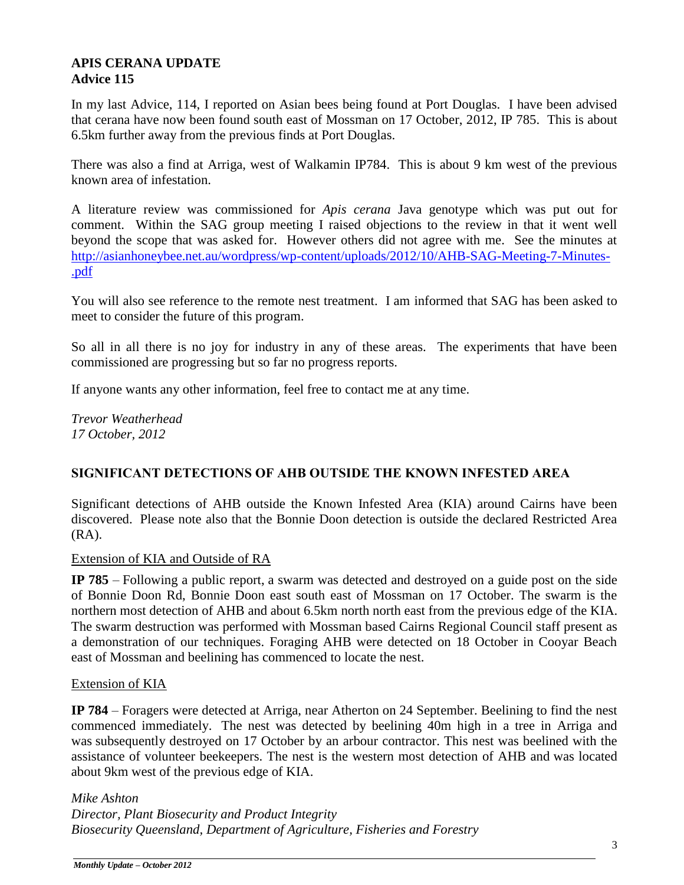## APIS CERANA UPDATE
**Advice 115**

In my last Advice, 114, I reported on Asian bees being found at Port Douglas. I have been advised that cerana have now been found south east of Mossman on 17 October, 2012, IP 785. This is about 6.5km further away from the previous finds at Port Douglas.

There was also a find at Arriga, west of Walkamin IP784. This is about 9 km west of the previous known area of infestation.

A literature review was commissioned for *Apis cerana* Java genotype which was put out for comment. Within the SAG group meeting I raised objections to the review in that it went well beyond the scope that was asked for. However others did not agree with me. See the minutes at [http://asianhoneybee.net.au/wordpress/wp-content/uploads/2012/10/AHB-SAG-Meeting-7-Minutes-.pdf](http://asianhoneybee.net.au/wordpress/wp-content/uploads/2012/10/AHB-SAG-Meeting-7-Minutes-.pdf)

You will also see reference to the remote nest treatment. I am informed that SAG has been asked to meet to consider the future of this program.

So all in all there is no joy for industry in any of these areas. The experiments that have been commissioned are progressing but so far no progress reports.

If anyone wants any other information, feel free to contact me at any time.

*Trevor Weatherhead*
*17 October, 2012*

## SIGNIFICANT DETECTIONS OF AHB OUTSIDE THE KNOWN INFESTED AREA

Significant detections of AHB outside the Known Infested Area (KIA) around Cairns have been discovered. Please note also that the Bonnie Doon detection is outside the declared Restricted Area (RA).

### Extension of KIA and Outside of RA

**IP 785** – Following a public report, a swarm was detected and destroyed on a guide post on the side of Bonnie Doon Rd, Bonnie Doon east south east of Mossman on 17 October. The swarm is the northern most detection of AHB and about 6.5km north north east from the previous edge of the KIA. The swarm destruction was performed with Mossman based Cairns Regional Council staff present as a demonstration of our techniques. Foraging AHB were detected on 18 October in Cooyar Beach east of Mossman and beelining has commenced to locate the nest.

### Extension of KIA

**IP 784** – Foragers were detected at Arriga, near Atherton on 24 September. Beelining to find the nest commenced immediately. The nest was detected by beelining 40m high in a tree in Arriga and was subsequently destroyed on 17 October by an arbour contractor. This nest was beelined with the assistance of volunteer beekeepers. The nest is the western most detection of AHB and was located about 9km west of the previous edge of KIA.

*Mike Ashton*
*Director, Plant Biosecurity and Product Integrity*
*Biosecurity Queensland, Department of Agriculture, Fisheries and Forestry*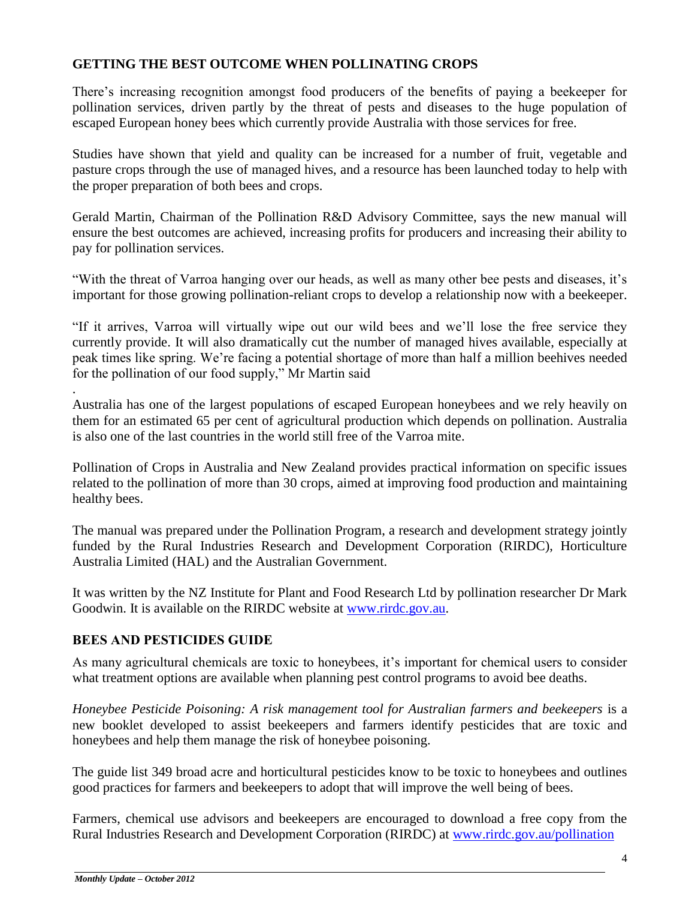## GETTING THE BEST OUTCOME WHEN POLLINATING CROPS

There's increasing recognition amongst food producers of the benefits of paying a beekeeper for pollination services, driven partly by the threat of pests and diseases to the huge population of escaped European honey bees which currently provide Australia with those services for free.

Studies have shown that yield and quality can be increased for a number of fruit, vegetable and pasture crops through the use of managed hives, and a resource has been launched today to help with the proper preparation of both bees and crops.

Gerald Martin, Chairman of the Pollination R&D Advisory Committee, says the new manual will ensure the best outcomes are achieved, increasing profits for producers and increasing their ability to pay for pollination services.

"With the threat of Varroa hanging over our heads, as well as many other bee pests and diseases, it's important for those growing pollination-reliant crops to develop a relationship now with a beekeeper.

"If it arrives, Varroa will virtually wipe out our wild bees and we'll lose the free service they currently provide. It will also dramatically cut the number of managed hives available, especially at peak times like spring. We're facing a potential shortage of more than half a million beehives needed for the pollination of our food supply," Mr Martin said

.
Australia has one of the largest populations of escaped European honeybees and we rely heavily on them for an estimated 65 per cent of agricultural production which depends on pollination. Australia is also one of the last countries in the world still free of the Varroa mite.

Pollination of Crops in Australia and New Zealand provides practical information on specific issues related to the pollination of more than 30 crops, aimed at improving food production and maintaining healthy bees.

The manual was prepared under the Pollination Program, a research and development strategy jointly funded by the Rural Industries Research and Development Corporation (RIRDC), Horticulture Australia Limited (HAL) and the Australian Government.

It was written by the NZ Institute for Plant and Food Research Ltd by pollination researcher Dr Mark Goodwin. It is available on the RIRDC website at [www.rirdc.gov.au](http://www.rirdc.gov.au).

## BEES AND PESTICIDES GUIDE

As many agricultural chemicals are toxic to honeybees, it's important for chemical users to consider what treatment options are available when planning pest control programs to avoid bee deaths.

*Honeybee Pesticide Poisoning: A risk management tool for Australian farmers and beekeepers* is a new booklet developed to assist beekeepers and farmers identify pesticides that are toxic and honeybees and help them manage the risk of honeybee poisoning.

The guide list 349 broad acre and horticultural pesticides know to be toxic to honeybees and outlines good practices for farmers and beekeepers to adopt that will improve the well being of bees.

Farmers, chemical use advisors and beekeepers are encouraged to download a free copy from the Rural Industries Research and Development Corporation (RIRDC) at [www.rirdc.gov.au/pollination](http://www.rirdc.gov.au/pollination)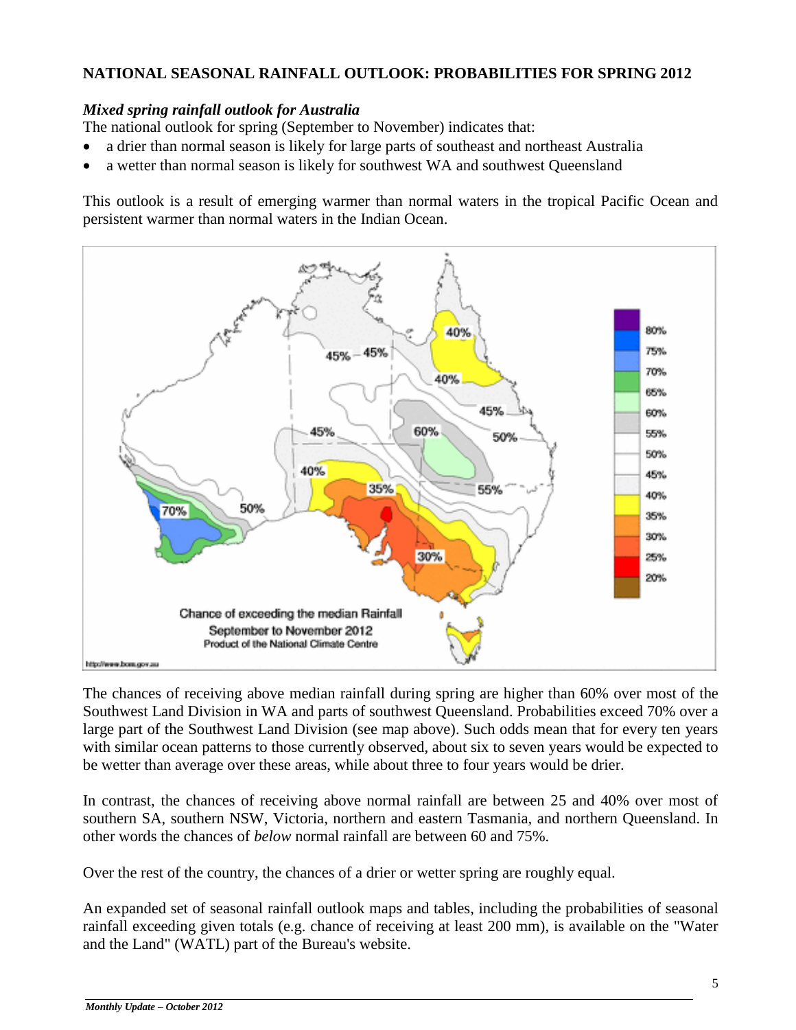## NATIONAL SEASONAL RAINFALL OUTLOOK: PROBABILITIES FOR SPRING 2012

### *Mixed spring rainfall outlook for Australia*

The national outlook for spring (September to November) indicates that:

- a drier than normal season is likely for large parts of southeast and northeast Australia
- a wetter than normal season is likely for southwest WA and southwest Queensland

This outlook is a result of emerging warmer than normal waters in the tropical Pacific Ocean and persistent warmer than normal waters in the Indian Ocean.

The chances of receiving above median rainfall during spring are higher than 60% over most of the Southwest Land Division in WA and parts of southwest Queensland. Probabilities exceed 70% over a large part of the Southwest Land Division (see map above). Such odds mean that for every ten years with similar ocean patterns to those currently observed, about six to seven years would be expected to be wetter than average over these areas, while about three to four years would be drier.

In contrast, the chances of receiving above normal rainfall are between 25 and 40% over most of southern SA, southern NSW, Victoria, northern and eastern Tasmania, and northern Queensland. In other words the chances of *below* normal rainfall are between 60 and 75%.

Over the rest of the country, the chances of a drier or wetter spring are roughly equal.

An expanded set of seasonal rainfall outlook maps and tables, including the probabilities of seasonal rainfall exceeding given totals (e.g. chance of receiving at least 200 mm), is available on the "Water and the Land" (WATL) part of the Bureau's website.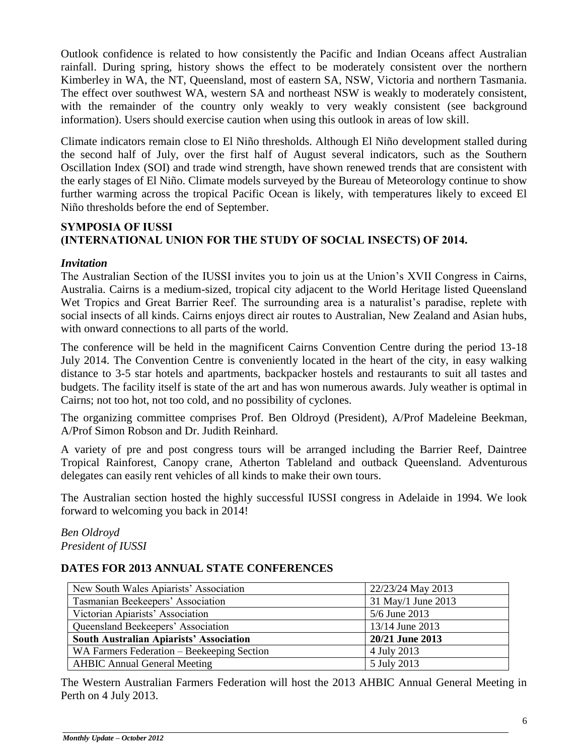Outlook confidence is related to how consistently the Pacific and Indian Oceans affect Australian rainfall. During spring, history shows the effect to be moderately consistent over the northern Kimberley in WA, the NT, Queensland, most of eastern SA, NSW, Victoria and northern Tasmania. The effect over southwest WA, western SA and northeast NSW is weakly to moderately consistent, with the remainder of the country only weakly to very weakly consistent (see background information). Users should exercise caution when using this outlook in areas of low skill.

Climate indicators remain close to El Niño thresholds. Although El Niño development stalled during the second half of July, over the first half of August several indicators, such as the Southern Oscillation Index (SOI) and trade wind strength, have shown renewed trends that are consistent with the early stages of El Niño. Climate models surveyed by the Bureau of Meteorology continue to show further warming across the tropical Pacific Ocean is likely, with temperatures likely to exceed El Niño thresholds before the end of September.

## SYMPOSIA OF IUSSI (INTERNATIONAL UNION FOR THE STUDY OF SOCIAL INSECTS) OF 2014.

### *Invitation*

The Australian Section of the IUSSI invites you to join us at the Union's XVII Congress in Cairns, Australia. Cairns is a medium-sized, tropical city adjacent to the World Heritage listed Queensland Wet Tropics and Great Barrier Reef. The surrounding area is a naturalist's paradise, replete with social insects of all kinds. Cairns enjoys direct air routes to Australian, New Zealand and Asian hubs, with onward connections to all parts of the world.

The conference will be held in the magnificent Cairns Convention Centre during the period 13-18 July 2014. The Convention Centre is conveniently located in the heart of the city, in easy walking distance to 3-5 star hotels and apartments, backpacker hostels and restaurants to suit all tastes and budgets. The facility itself is state of the art and has won numerous awards. July weather is optimal in Cairns; not too hot, not too cold, and no possibility of cyclones.

The organizing committee comprises Prof. Ben Oldroyd (President), A/Prof Madeleine Beekman, A/Prof Simon Robson and Dr. Judith Reinhard.

A variety of pre and post congress tours will be arranged including the Barrier Reef, Daintree Tropical Rainforest, Canopy crane, Atherton Tableland and outback Queensland. Adventurous delegates can easily rent vehicles of all kinds to make their own tours.

The Australian section hosted the highly successful IUSSI congress in Adelaide in 1994. We look forward to welcoming you back in 2014!

*Ben Oldroyd*
*President of IUSSI*

## DATES FOR 2013 ANNUAL STATE CONFERENCES

| | |
|---|---|
| New South Wales Apiarists' Association | 22/23/24 May 2013 |
| Tasmanian Beekeepers' Association | 31 May/1 June 2013 |
| Victorian Apiarists' Association | 5/6 June 2013 |
| Queensland Beekeepers' Association | 13/14 June 2013 |
| **South Australian Apiarists' Association** | **20/21 June 2013** |
| WA Farmers Federation – Beekeeping Section | 4 July 2013 |
| AHBIC Annual General Meeting | 5 July 2013 |

The Western Australian Farmers Federation will host the 2013 AHBIC Annual General Meeting in Perth on 4 July 2013.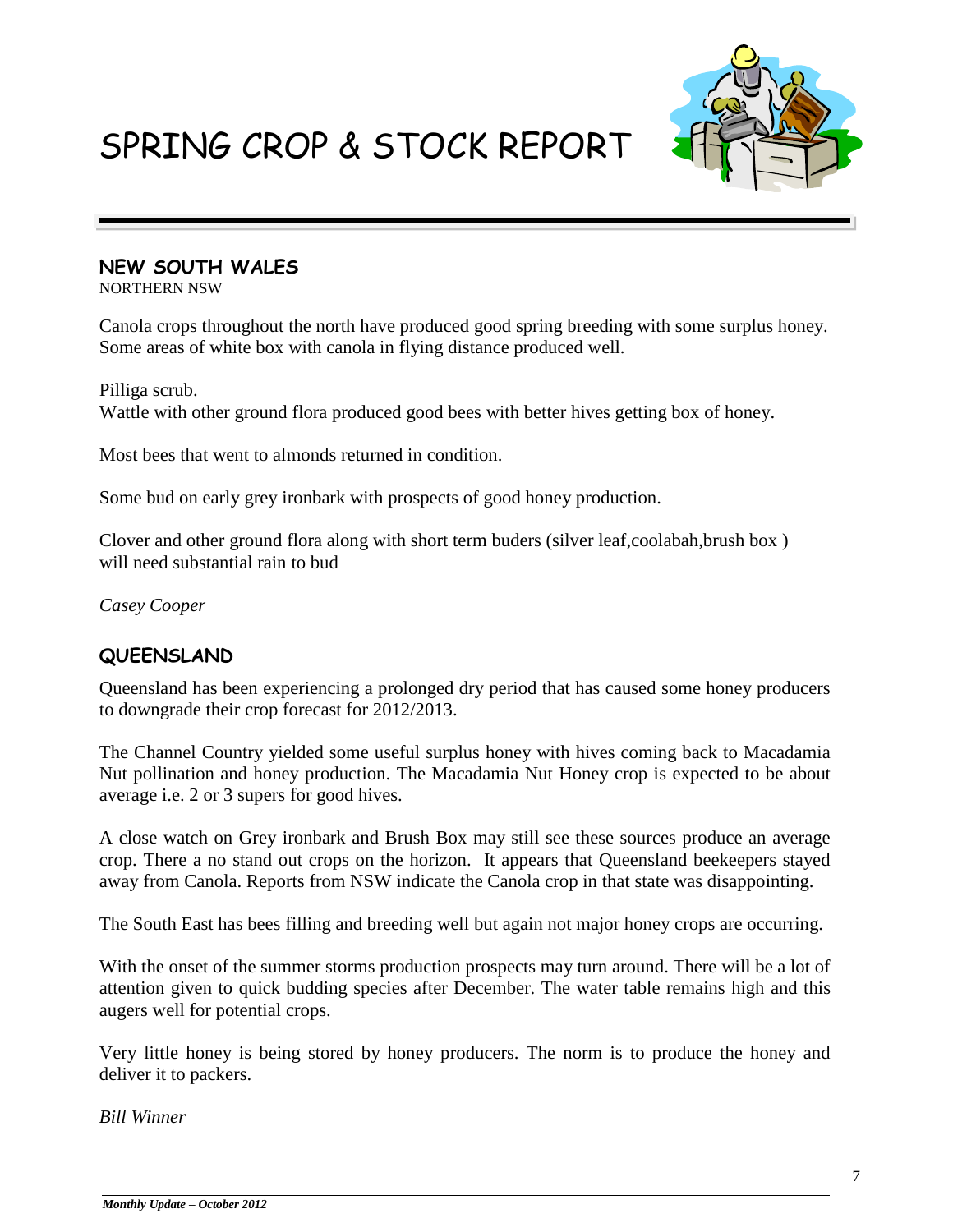# SPRING CROP & STOCK REPORT

## NEW SOUTH WALES

NORTHERN NSW

Canola crops throughout the north have produced good spring breeding with some surplus honey. Some areas of white box with canola in flying distance produced well.

Pilliga scrub.
Wattle with other ground flora produced good bees with better hives getting box of honey.

Most bees that went to almonds returned in condition.

Some bud on early grey ironbark with prospects of good honey production.

Clover and other ground flora along with short term buders (silver leaf,coolabah,brush box ) will need substantial rain to bud

*Casey Cooper*

## QUEENSLAND

Queensland has been experiencing a prolonged dry period that has caused some honey producers to downgrade their crop forecast for 2012/2013.

The Channel Country yielded some useful surplus honey with hives coming back to Macadamia Nut pollination and honey production. The Macadamia Nut Honey crop is expected to be about average i.e. 2 or 3 supers for good hives.

A close watch on Grey ironbark and Brush Box may still see these sources produce an average crop. There a no stand out crops on the horizon. It appears that Queensland beekeepers stayed away from Canola. Reports from NSW indicate the Canola crop in that state was disappointing.

The South East has bees filling and breeding well but again not major honey crops are occurring.

With the onset of the summer storms production prospects may turn around. There will be a lot of attention given to quick budding species after December. The water table remains high and this augers well for potential crops.

Very little honey is being stored by honey producers. The norm is to produce the honey and deliver it to packers.

*Bill Winner*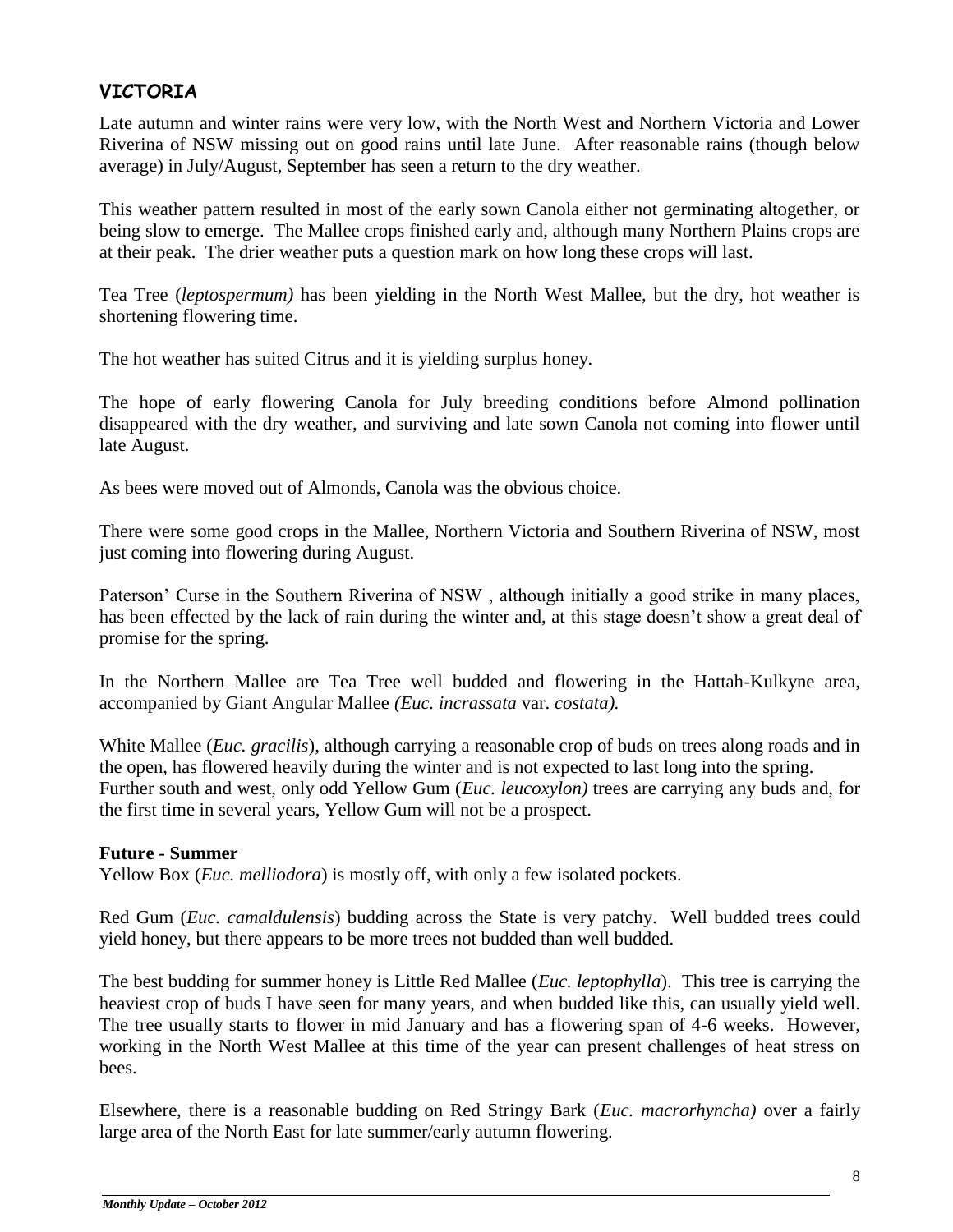## VICTORIA

Late autumn and winter rains were very low, with the North West and Northern Victoria and Lower Riverina of NSW missing out on good rains until late June. After reasonable rains (though below average) in July/August, September has seen a return to the dry weather.

This weather pattern resulted in most of the early sown Canola either not germinating altogether, or being slow to emerge. The Mallee crops finished early and, although many Northern Plains crops are at their peak. The drier weather puts a question mark on how long these crops will last.

Tea Tree (*leptospermum)* has been yielding in the North West Mallee, but the dry, hot weather is shortening flowering time.

The hot weather has suited Citrus and it is yielding surplus honey.

The hope of early flowering Canola for July breeding conditions before Almond pollination disappeared with the dry weather, and surviving and late sown Canola not coming into flower until late August.

As bees were moved out of Almonds, Canola was the obvious choice.

There were some good crops in the Mallee, Northern Victoria and Southern Riverina of NSW, most just coming into flowering during August.

Paterson' Curse in the Southern Riverina of NSW , although initially a good strike in many places, has been effected by the lack of rain during the winter and, at this stage doesn't show a great deal of promise for the spring.

In the Northern Mallee are Tea Tree well budded and flowering in the Hattah-Kulkyne area, accompanied by Giant Angular Mallee *(Euc. incrassata* var. *costata).*

White Mallee (*Euc. gracilis*), although carrying a reasonable crop of buds on trees along roads and in the open, has flowered heavily during the winter and is not expected to last long into the spring. Further south and west, only odd Yellow Gum (*Euc. leucoxylon)* trees are carrying any buds and, for the first time in several years, Yellow Gum will not be a prospect.

**Future - Summer**

Yellow Box (*Euc. melliodora*) is mostly off, with only a few isolated pockets.

Red Gum (*Euc. camaldulensis*) budding across the State is very patchy. Well budded trees could yield honey, but there appears to be more trees not budded than well budded.

The best budding for summer honey is Little Red Mallee (*Euc. leptophylla*). This tree is carrying the heaviest crop of buds I have seen for many years, and when budded like this, can usually yield well. The tree usually starts to flower in mid January and has a flowering span of 4-6 weeks. However, working in the North West Mallee at this time of the year can present challenges of heat stress on bees.

Elsewhere, there is a reasonable budding on Red Stringy Bark (*Euc. macrorhyncha)* over a fairly large area of the North East for late summer/early autumn flowering.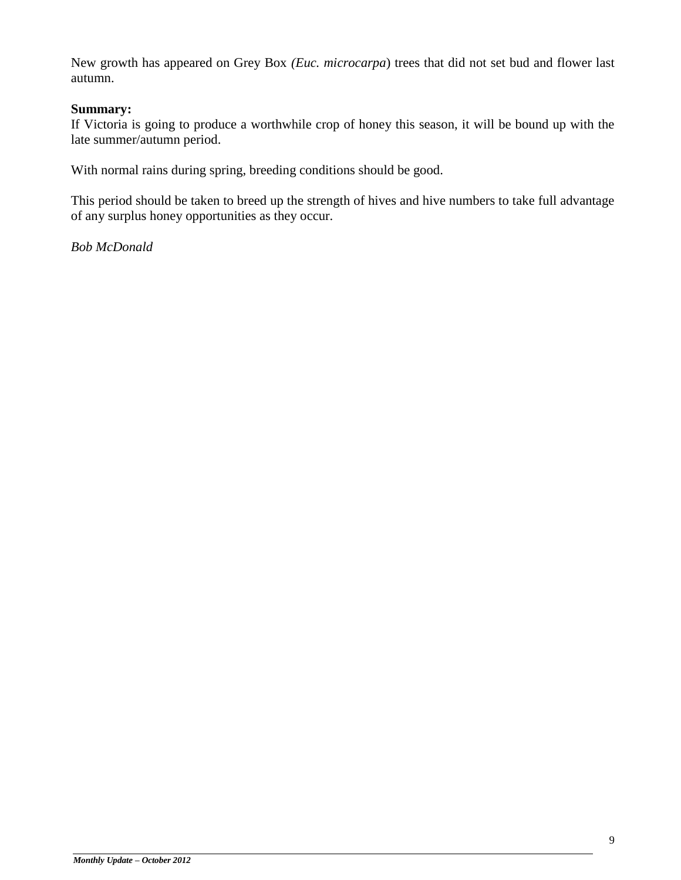New growth has appeared on Grey Box *(Euc. microcarpa*) trees that did not set bud and flower last autumn.

**Summary:**
If Victoria is going to produce a worthwhile crop of honey this season, it will be bound up with the late summer/autumn period.

With normal rains during spring, breeding conditions should be good.

This period should be taken to breed up the strength of hives and hive numbers to take full advantage of any surplus honey opportunities as they occur.

*Bob McDonald*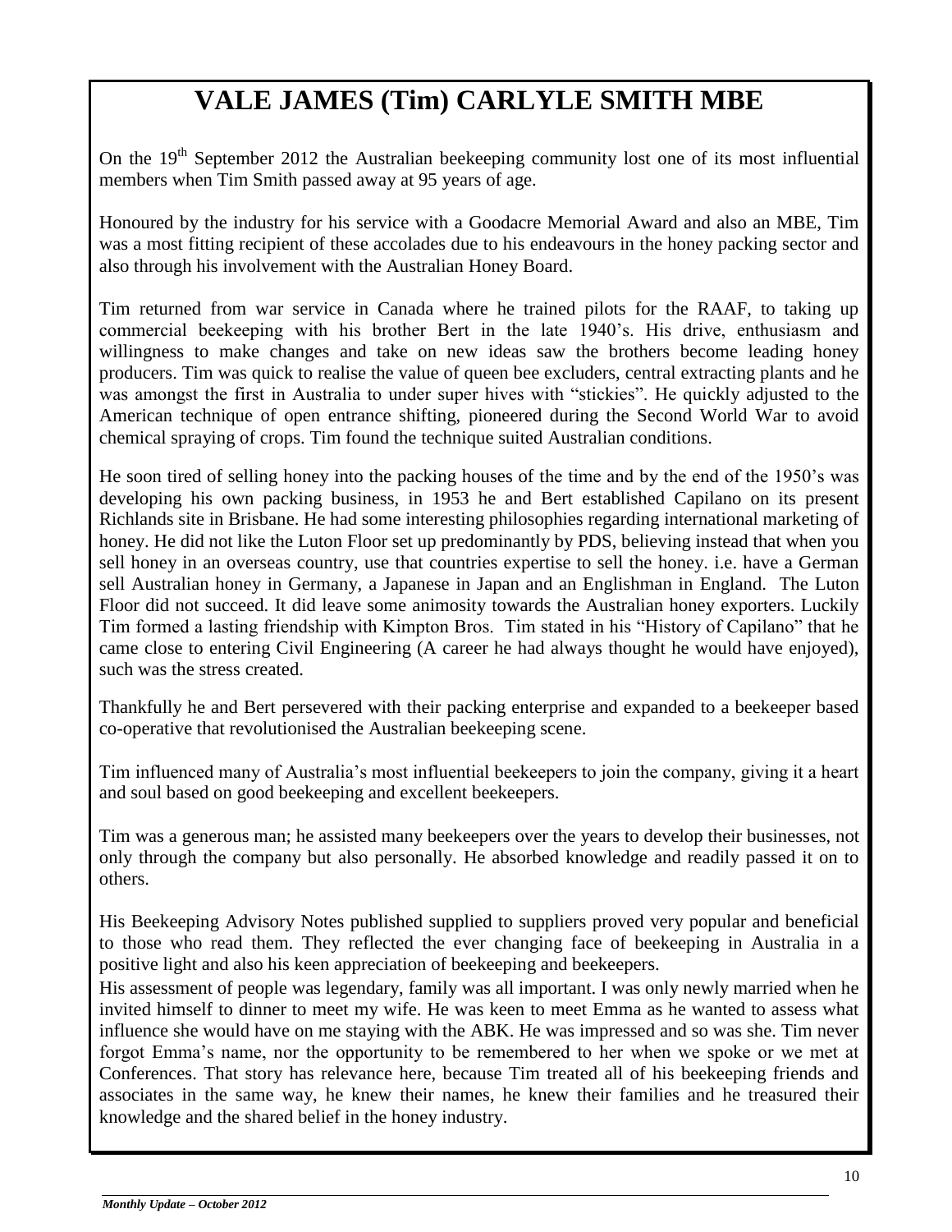# VALE JAMES (Tim) CARLYLE SMITH MBE

On the 19th September 2012 the Australian beekeeping community lost one of its most influential members when Tim Smith passed away at 95 years of age.

Honoured by the industry for his service with a Goodacre Memorial Award and also an MBE, Tim was a most fitting recipient of these accolades due to his endeavours in the honey packing sector and also through his involvement with the Australian Honey Board.

Tim returned from war service in Canada where he trained pilots for the RAAF, to taking up commercial beekeeping with his brother Bert in the late 1940's. His drive, enthusiasm and willingness to make changes and take on new ideas saw the brothers become leading honey producers. Tim was quick to realise the value of queen bee excluders, central extracting plants and he was amongst the first in Australia to under super hives with "stickies". He quickly adjusted to the American technique of open entrance shifting, pioneered during the Second World War to avoid chemical spraying of crops. Tim found the technique suited Australian conditions.

He soon tired of selling honey into the packing houses of the time and by the end of the 1950's was developing his own packing business, in 1953 he and Bert established Capilano on its present Richlands site in Brisbane. He had some interesting philosophies regarding international marketing of honey. He did not like the Luton Floor set up predominantly by PDS, believing instead that when you sell honey in an overseas country, use that countries expertise to sell the honey. i.e. have a German sell Australian honey in Germany, a Japanese in Japan and an Englishman in England. The Luton Floor did not succeed. It did leave some animosity towards the Australian honey exporters. Luckily Tim formed a lasting friendship with Kimpton Bros. Tim stated in his "History of Capilano" that he came close to entering Civil Engineering (A career he had always thought he would have enjoyed), such was the stress created.

Thankfully he and Bert persevered with their packing enterprise and expanded to a beekeeper based co-operative that revolutionised the Australian beekeeping scene.

Tim influenced many of Australia's most influential beekeepers to join the company, giving it a heart and soul based on good beekeeping and excellent beekeepers.

Tim was a generous man; he assisted many beekeepers over the years to develop their businesses, not only through the company but also personally. He absorbed knowledge and readily passed it on to others.

His Beekeeping Advisory Notes published supplied to suppliers proved very popular and beneficial to those who read them. They reflected the ever changing face of beekeeping in Australia in a positive light and also his keen appreciation of beekeeping and beekeepers.

His assessment of people was legendary, family was all important. I was only newly married when he invited himself to dinner to meet my wife. He was keen to meet Emma as he wanted to assess what influence she would have on me staying with the ABK. He was impressed and so was she. Tim never forgot Emma's name, nor the opportunity to be remembered to her when we spoke or we met at Conferences. That story has relevance here, because Tim treated all of his beekeeping friends and associates in the same way, he knew their names, he knew their families and he treasured their knowledge and the shared belief in the honey industry.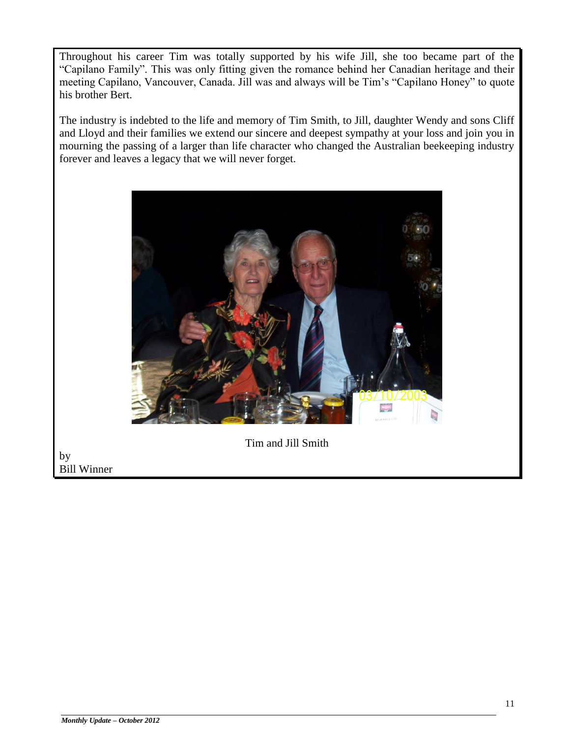Throughout his career Tim was totally supported by his wife Jill, she too became part of the "Capilano Family". This was only fitting given the romance behind her Canadian heritage and their meeting Capilano, Vancouver, Canada. Jill was and always will be Tim's "Capilano Honey" to quote his brother Bert.

The industry is indebted to the life and memory of Tim Smith, to Jill, daughter Wendy and sons Cliff and Lloyd and their families we extend our sincere and deepest sympathy at your loss and join you in mourning the passing of a larger than life character who changed the Australian beekeeping industry forever and leaves a legacy that we will never forget.

Tim and Jill Smith

by
Bill Winner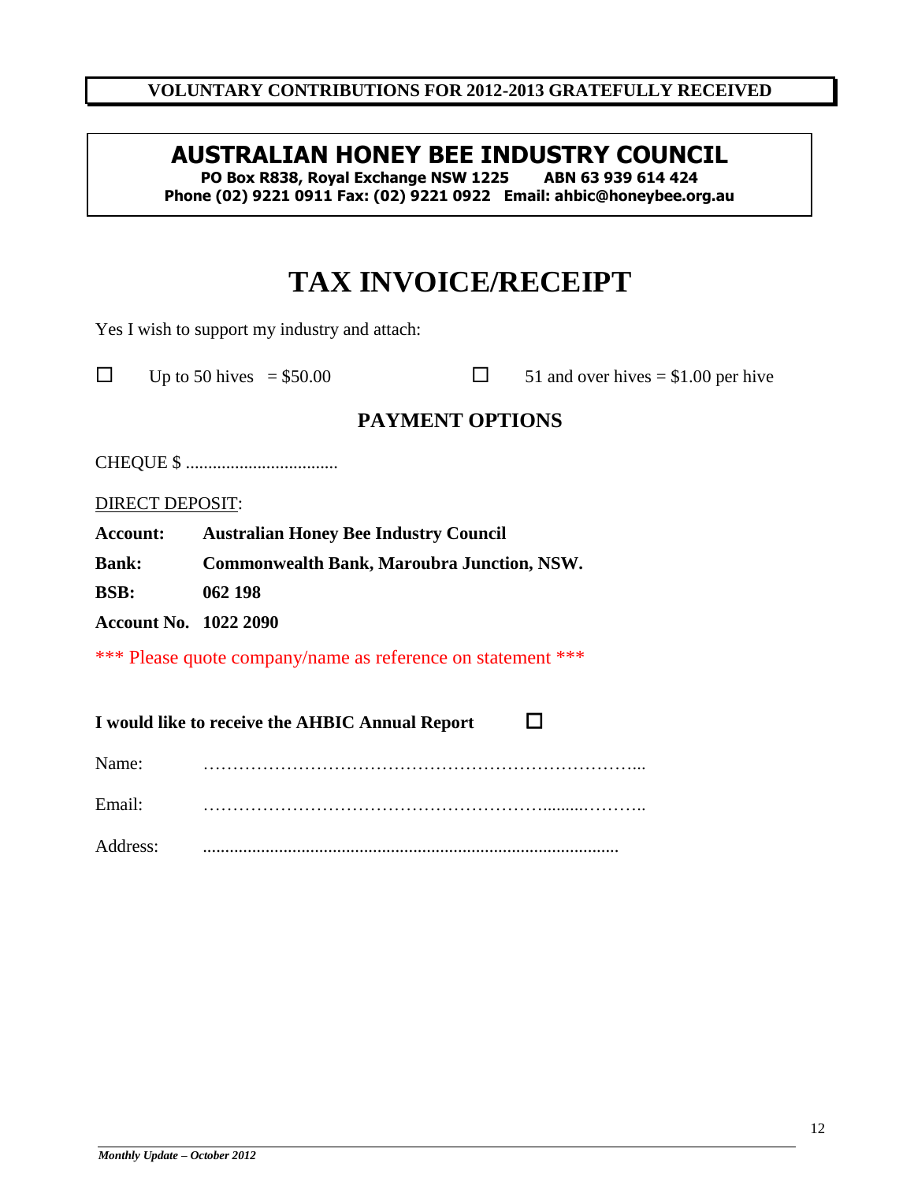**VOLUNTARY CONTRIBUTIONS FOR 2012-2013 GRATEFULLY RECEIVED**

## AUSTRALIAN HONEY BEE INDUSTRY COUNCIL

**PO Box R838, Royal Exchange NSW 1225 ABN 63 939 614 424**
**Phone (02) 9221 0911 Fax: (02) 9221 0922 Email: ahbic@honeybee.org.au**

# TAX INVOICE/RECEIPT

Yes I wish to support my industry and attach:

☐ Up to 50 hives = $50.00 ☐ 51 and over hives = $1.00 per hive

## PAYMENT OPTIONS

CHEQUE $ ..................................

DIRECT DEPOSIT:

**Account:** **Australian Honey Bee Industry Council**

**Bank:** **Commonwealth Bank, Maroubra Junction, NSW.**

**BSB:** **062 198**

**Account No.** **1022 2090**

*** Please quote company/name as reference on statement ***

**I would like to receive the AHBIC Annual Report** ☐

Name: …………………………………………………………………...

Email: ………………………………………………….........………..

Address: ............................................................................................

*Monthly Update – October 2012*